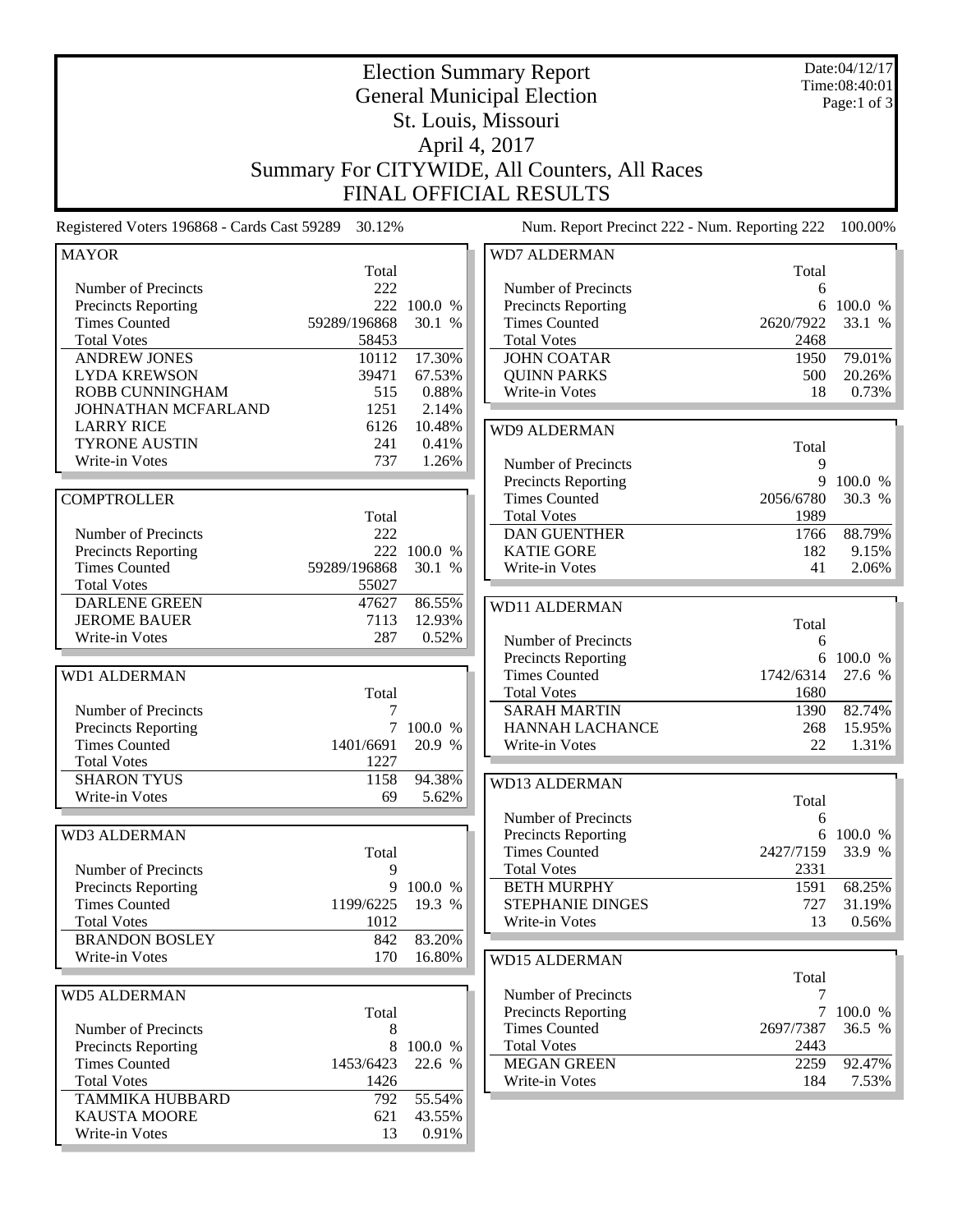# Election Summary Report

## General Municipal Election

## St. Louis, Missouri

## April 4, 2017

## Summary For CITYWIDE, All Counters, All Races

## FINAL OFFICIAL RESULTS

Date:04/12/17
Time:08:40:01

Registered Voters 196868 - Cards Cast 59289 30.12%

Num. Report Precinct 222 - Num. Reporting 222 100.00%

### MAYOR

| | Total | |
|---|---|---|
| Number of Precincts | 222 | |
| Precincts Reporting | 222 | 100.0 % |
| Times Counted | 59289/196868 | 30.1 % |
| Total Votes | 58453 | |
| ANDREW JONES | 10112 | 17.30% |
| LYDA KREWSON | 39471 | 67.53% |
| ROBB CUNNINGHAM | 515 | 0.88% |
| JOHNATHAN MCFARLAND | 1251 | 2.14% |
| LARRY RICE | 6126 | 10.48% |
| TYRONE AUSTIN | 241 | 0.41% |
| Write-in Votes | 737 | 1.26% |

### COMPTROLLER

| | Total | |
|---|---|---|
| Number of Precincts | 222 | |
| Precincts Reporting | 222 | 100.0 % |
| Times Counted | 59289/196868 | 30.1 % |
| Total Votes | 55027 | |
| DARLENE GREEN | 47627 | 86.55% |
| JEROME BAUER | 7113 | 12.93% |
| Write-in Votes | 287 | 0.52% |

### WD1 ALDERMAN

| | Total | |
|---|---|---|
| Number of Precincts | 7 | |
| Precincts Reporting | 7 | 100.0 % |
| Times Counted | 1401/6691 | 20.9 % |
| Total Votes | 1227 | |
| SHARON TYUS | 1158 | 94.38% |
| Write-in Votes | 69 | 5.62% |

### WD3 ALDERMAN

| | Total | |
|---|---|---|
| Number of Precincts | 9 | |
| Precincts Reporting | 9 | 100.0 % |
| Times Counted | 1199/6225 | 19.3 % |
| Total Votes | 1012 | |
| BRANDON BOSLEY | 842 | 83.20% |
| Write-in Votes | 170 | 16.80% |

### WD5 ALDERMAN

| | Total | |
|---|---|---|
| Number of Precincts | 8 | |
| Precincts Reporting | 8 | 100.0 % |
| Times Counted | 1453/6423 | 22.6 % |
| Total Votes | 1426 | |
| TAMMIKA HUBBARD | 792 | 55.54% |
| KAUSTA MOORE | 621 | 43.55% |
| Write-in Votes | 13 | 0.91% |

### WD7 ALDERMAN

| | Total | |
|---|---|---|
| Number of Precincts | 6 | |
| Precincts Reporting | 6 | 100.0 % |
| Times Counted | 2620/7922 | 33.1 % |
| Total Votes | 2468 | |
| JOHN COATAR | 1950 | 79.01% |
| QUINN PARKS | 500 | 20.26% |
| Write-in Votes | 18 | 0.73% |

### WD9 ALDERMAN

| | Total | |
|---|---|---|
| Number of Precincts | 9 | |
| Precincts Reporting | 9 | 100.0 % |
| Times Counted | 2056/6780 | 30.3 % |
| Total Votes | 1989 | |
| DAN GUENTHER | 1766 | 88.79% |
| KATIE GORE | 182 | 9.15% |
| Write-in Votes | 41 | 2.06% |

### WD11 ALDERMAN

| | Total | |
|---|---|---|
| Number of Precincts | 6 | |
| Precincts Reporting | 6 | 100.0 % |
| Times Counted | 1742/6314 | 27.6 % |
| Total Votes | 1680 | |
| SARAH MARTIN | 1390 | 82.74% |
| HANNAH LACHANCE | 268 | 15.95% |
| Write-in Votes | 22 | 1.31% |

### WD13 ALDERMAN

| | Total | |
|---|---|---|
| Number of Precincts | 6 | |
| Precincts Reporting | 6 | 100.0 % |
| Times Counted | 2427/7159 | 33.9 % |
| Total Votes | 2331 | |
| BETH MURPHY | 1591 | 68.25% |
| STEPHANIE DINGES | 727 | 31.19% |
| Write-in Votes | 13 | 0.56% |

### WD15 ALDERMAN

| | Total | |
|---|---|---|
| Number of Precincts | 7 | |
| Precincts Reporting | 7 | 100.0 % |
| Times Counted | 2697/7387 | 36.5 % |
| Total Votes | 2443 | |
| MEGAN GREEN | 2259 | 92.47% |
| Write-in Votes | 184 | 7.53% |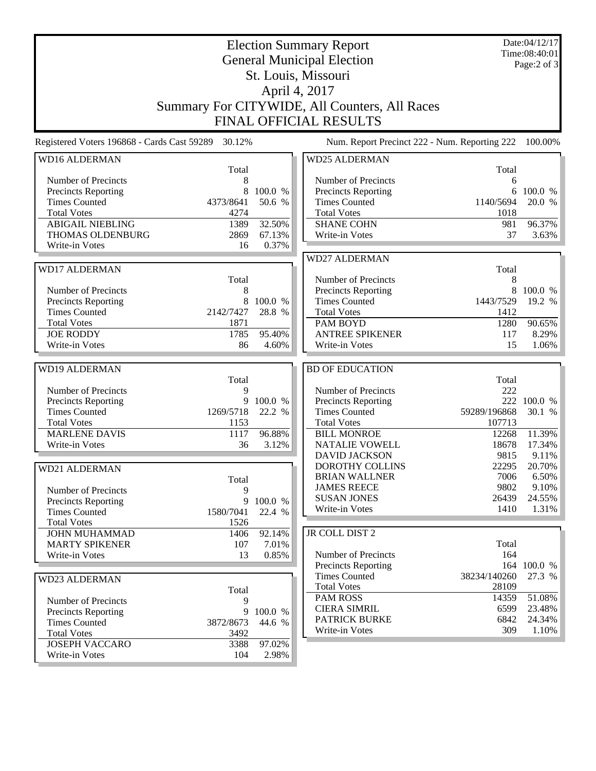# Election Summary Report

## General Municipal Election

## St. Louis, Missouri

## April 4, 2017

## Summary For CITYWIDE, All Counters, All Races

## FINAL OFFICIAL RESULTS

Date:04/12/17
Time:08:40:01

Registered Voters 196868 - Cards Cast 59289 30.12%

Num. Report Precinct 222 - Num. Reporting 222 100.00%

### WD16 ALDERMAN

| | Total | |
|---|---|---|
| Number of Precincts | 8 | |
| Precincts Reporting | 8 | 100.0 % |
| Times Counted | 4373/8641 | 50.6 % |
| Total Votes | 4274 | |
| ABIGAIL NIEBLING | 1389 | 32.50% |
| THOMAS OLDENBURG | 2869 | 67.13% |
| Write-in Votes | 16 | 0.37% |

### WD17 ALDERMAN

| | Total | |
|---|---|---|
| Number of Precincts | 8 | |
| Precincts Reporting | 8 | 100.0 % |
| Times Counted | 2142/7427 | 28.8 % |
| Total Votes | 1871 | |
| JOE RODDY | 1785 | 95.40% |
| Write-in Votes | 86 | 4.60% |

### WD19 ALDERMAN

| | Total | |
|---|---|---|
| Number of Precincts | 9 | |
| Precincts Reporting | 9 | 100.0 % |
| Times Counted | 1269/5718 | 22.2 % |
| Total Votes | 1153 | |
| MARLENE DAVIS | 1117 | 96.88% |
| Write-in Votes | 36 | 3.12% |

### WD21 ALDERMAN

| | Total | |
|---|---|---|
| Number of Precincts | 9 | |
| Precincts Reporting | 9 | 100.0 % |
| Times Counted | 1580/7041 | 22.4 % |
| Total Votes | 1526 | |
| JOHN MUHAMMAD | 1406 | 92.14% |
| MARTY SPIKENER | 107 | 7.01% |
| Write-in Votes | 13 | 0.85% |

### WD23 ALDERMAN

| | Total | |
|---|---|---|
| Number of Precincts | 9 | |
| Precincts Reporting | 9 | 100.0 % |
| Times Counted | 3872/8673 | 44.6 % |
| Total Votes | 3492 | |
| JOSEPH VACCARO | 3388 | 97.02% |
| Write-in Votes | 104 | 2.98% |

### WD25 ALDERMAN

| | Total | |
|---|---|---|
| Number of Precincts | 6 | |
| Precincts Reporting | 6 | 100.0 % |
| Times Counted | 1140/5694 | 20.0 % |
| Total Votes | 1018 | |
| SHANE COHN | 981 | 96.37% |
| Write-in Votes | 37 | 3.63% |

### WD27 ALDERMAN

| | Total | |
|---|---|---|
| Number of Precincts | 8 | |
| Precincts Reporting | 8 | 100.0 % |
| Times Counted | 1443/7529 | 19.2 % |
| Total Votes | 1412 | |
| PAM BOYD | 1280 | 90.65% |
| ANTREE SPIKENER | 117 | 8.29% |
| Write-in Votes | 15 | 1.06% |

### BD OF EDUCATION

| | Total | |
|---|---|---|
| Number of Precincts | 222 | |
| Precincts Reporting | 222 | 100.0 % |
| Times Counted | 59289/196868 | 30.1 % |
| Total Votes | 107713 | |
| BILL MONROE | 12268 | 11.39% |
| NATALIE VOWELL | 18678 | 17.34% |
| DAVID JACKSON | 9815 | 9.11% |
| DOROTHY COLLINS | 22295 | 20.70% |
| BRIAN WALLNER | 7006 | 6.50% |
| JAMES REECE | 9802 | 9.10% |
| SUSAN JONES | 26439 | 24.55% |
| Write-in Votes | 1410 | 1.31% |

### JR COLL DIST 2

| | Total | |
|---|---|---|
| Number of Precincts | 164 | |
| Precincts Reporting | 164 | 100.0 % |
| Times Counted | 38234/140260 | 27.3 % |
| Total Votes | 28109 | |
| PAM ROSS | 14359 | 51.08% |
| CIERA SIMRIL | 6599 | 23.48% |
| PATRICK BURKE | 6842 | 24.34% |
| Write-in Votes | 309 | 1.10% |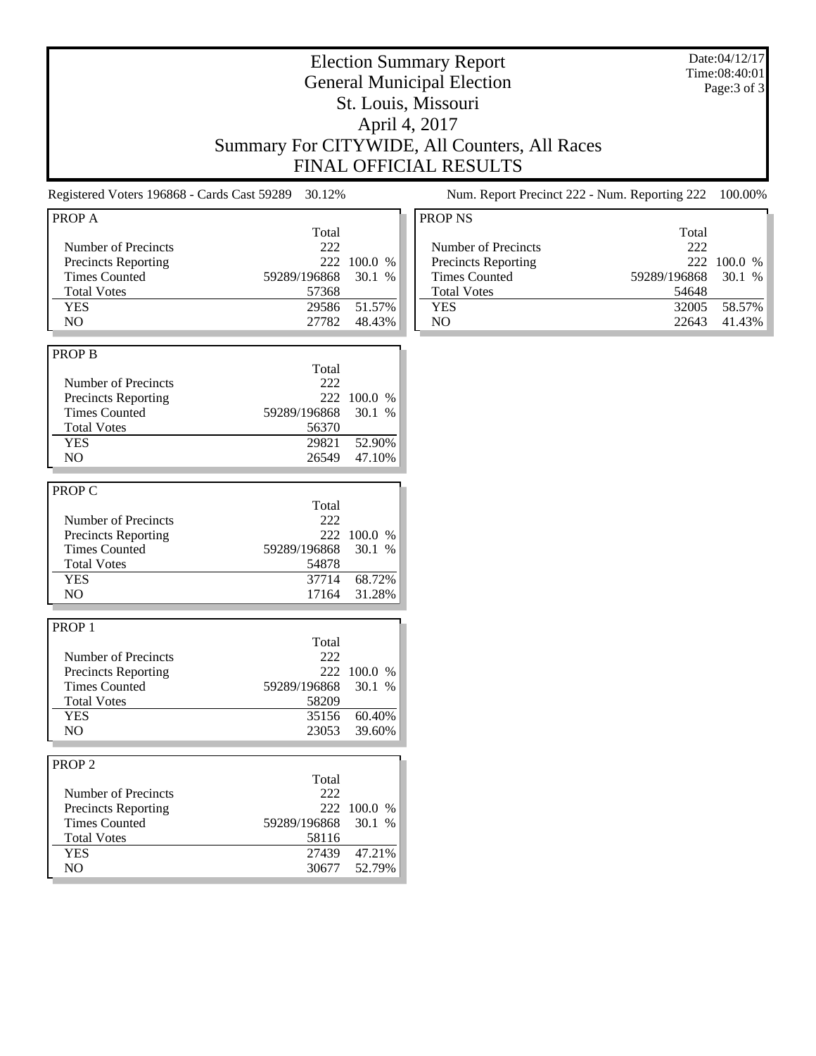# Election Summary Report
## General Municipal Election
## St. Louis, Missouri
## April 4, 2017
## Summary For CITYWIDE, All Counters, All Races
## FINAL OFFICIAL RESULTS

Date:04/12/17
Time:08:40:01

Registered Voters 196868 - Cards Cast 59289 30.12%

Num. Report Precinct 222 - Num. Reporting 222 100.00%

### PROP A

| | Total | |
|---|---|---|
| Number of Precincts | 222 | |
| Precincts Reporting | 222 | 100.0 % |
| Times Counted | 59289/196868 | 30.1 % |
| Total Votes | 57368 | |
| YES | 29586 | 51.57% |
| NO | 27782 | 48.43% |

### PROP B

| | Total | |
|---|---|---|
| Number of Precincts | 222 | |
| Precincts Reporting | 222 | 100.0 % |
| Times Counted | 59289/196868 | 30.1 % |
| Total Votes | 56370 | |
| YES | 29821 | 52.90% |
| NO | 26549 | 47.10% |

### PROP C

| | Total | |
|---|---|---|
| Number of Precincts | 222 | |
| Precincts Reporting | 222 | 100.0 % |
| Times Counted | 59289/196868 | 30.1 % |
| Total Votes | 54878 | |
| YES | 37714 | 68.72% |
| NO | 17164 | 31.28% |

### PROP 1

| | Total | |
|---|---|---|
| Number of Precincts | 222 | |
| Precincts Reporting | 222 | 100.0 % |
| Times Counted | 59289/196868 | 30.1 % |
| Total Votes | 58209 | |
| YES | 35156 | 60.40% |
| NO | 23053 | 39.60% |

### PROP 2

| | Total | |
|---|---|---|
| Number of Precincts | 222 | |
| Precincts Reporting | 222 | 100.0 % |
| Times Counted | 59289/196868 | 30.1 % |
| Total Votes | 58116 | |
| YES | 27439 | 47.21% |
| NO | 30677 | 52.79% |

### PROP NS

| | Total | |
|---|---|---|
| Number of Precincts | 222 | |
| Precincts Reporting | 222 | 100.0 % |
| Times Counted | 59289/196868 | 30.1 % |
| Total Votes | 54648 | |
| YES | 32005 | 58.57% |
| NO | 22643 | 41.43% |